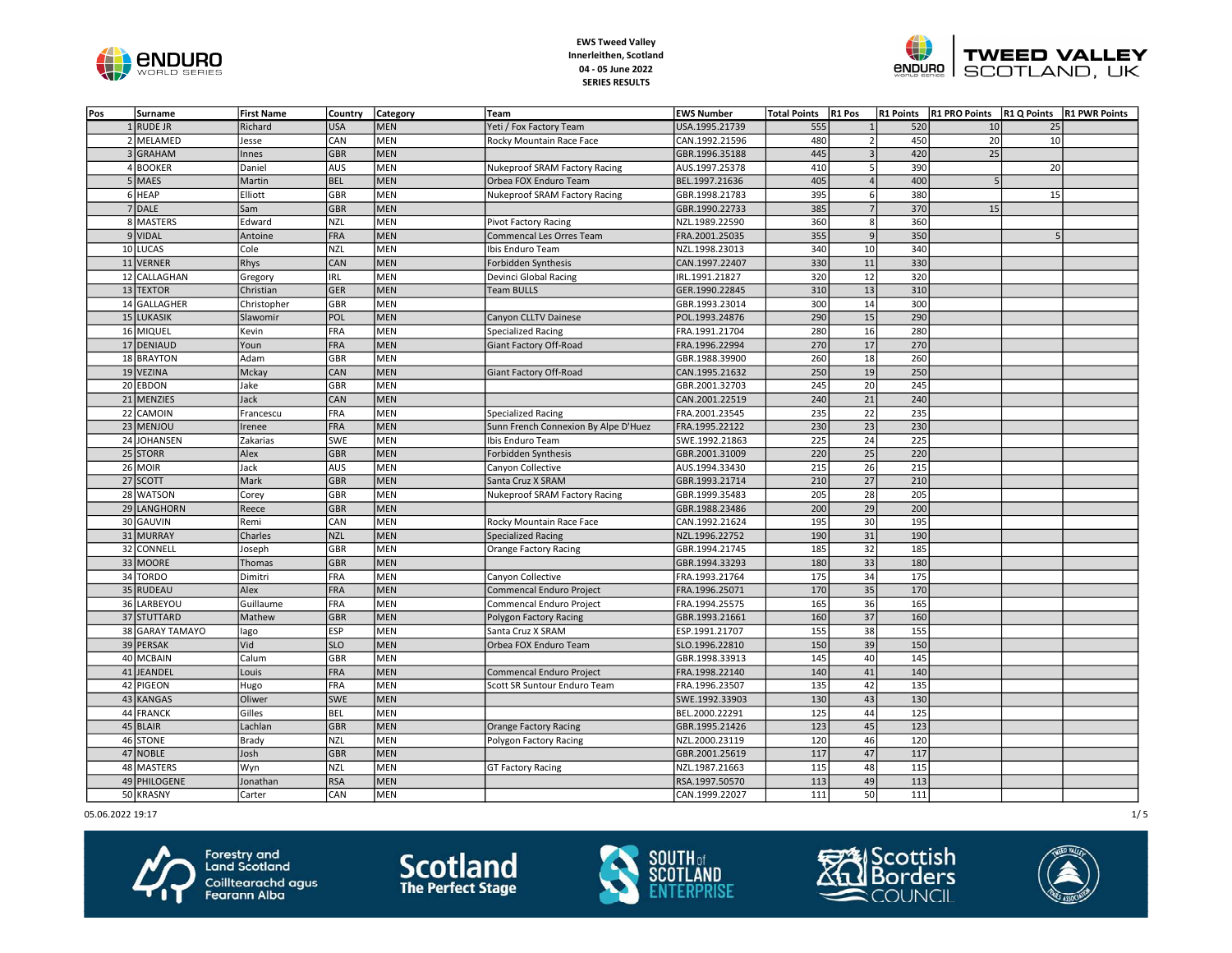**EWS Tweed Valley**
**Innerleithen, Scotland**
**04 - 05 June 2022**
**SERIES RESULTS**

| Pos | Surname | First Name | Country | Category | Team | EWS Number | Total Points | R1 Pos | R1 Points | R1 PRO Points | R1 Q Points | R1 PWR Points |
|---|---|---|---|---|---|---|---|---|---|---|---|---|
| 1 | RUDE JR | Richard | USA | MEN | Yeti / Fox Factory Team | USA.1995.21739 | 555 | 1 | 520 | 10 | 25 | |
| 2 | MELAMED | Jesse | CAN | MEN | Rocky Mountain Race Face | CAN.1992.21596 | 480 | 2 | 450 | 20 | 10 | |
| 3 | GRAHAM | Innes | GBR | MEN | | GBR.1996.35188 | 445 | 3 | 420 | 25 | | |
| 4 | BOOKER | Daniel | AUS | MEN | Nukeproof SRAM Factory Racing | AUS.1997.25378 | 410 | 5 | 390 | | 20 | |
| 5 | MAES | Martin | BEL | MEN | Orbea FOX Enduro Team | BEL.1997.21636 | 405 | 4 | 400 | 5 | | |
| 6 | HEAP | Elliott | GBR | MEN | Nukeproof SRAM Factory Racing | GBR.1998.21783 | 395 | 6 | 380 | | 15 | |
| 7 | DALE | Sam | GBR | MEN | | GBR.1990.22733 | 385 | 7 | 370 | 15 | | |
| 8 | MASTERS | Edward | NZL | MEN | Pivot Factory Racing | NZL.1989.22590 | 360 | 8 | 360 | | | |
| 9 | VIDAL | Antoine | FRA | MEN | Commencal Les Orres Team | FRA.2001.25035 | 355 | 9 | 350 | | 5 | |
| 10 | LUCAS | Cole | NZL | MEN | Ibis Enduro Team | NZL.1998.23013 | 340 | 10 | 340 | | | |
| 11 | VERNER | Rhys | CAN | MEN | Forbidden Synthesis | CAN.1997.22407 | 330 | 11 | 330 | | | |
| 12 | CALLAGHAN | Gregory | IRL | MEN | Devinci Global Racing | IRL.1991.21827 | 320 | 12 | 320 | | | |
| 13 | TEXTOR | Christian | GER | MEN | Team BULLS | GER.1990.22845 | 310 | 13 | 310 | | | |
| 14 | GALLAGHER | Christopher | GBR | MEN | | GBR.1993.23014 | 300 | 14 | 300 | | | |
| 15 | LUKASIK | Slawomir | POL | MEN | Canyon CLLTV Dainese | POL.1993.24876 | 290 | 15 | 290 | | | |
| 16 | MIQUEL | Kevin | FRA | MEN | Specialized Racing | FRA.1991.21704 | 280 | 16 | 280 | | | |
| 17 | DENIAUD | Youn | FRA | MEN | Giant Factory Off-Road | FRA.1996.22994 | 270 | 17 | 270 | | | |
| 18 | BRAYTON | Adam | GBR | MEN | | GBR.1988.39900 | 260 | 18 | 260 | | | |
| 19 | VEZINA | Mckay | CAN | MEN | Giant Factory Off-Road | CAN.1995.21632 | 250 | 19 | 250 | | | |
| 20 | EBDON | Jake | GBR | MEN | | GBR.2001.32703 | 245 | 20 | 245 | | | |
| 21 | MENZIES | Jack | CAN | MEN | | CAN.2001.22519 | 240 | 21 | 240 | | | |
| 22 | CAMOIN | Francescu | FRA | MEN | Specialized Racing | FRA.2001.23545 | 235 | 22 | 235 | | | |
| 23 | MENJOU | Irenee | FRA | MEN | Sunn French Connexion By Alpe D'Huez | FRA.1995.22122 | 230 | 23 | 230 | | | |
| 24 | JOHANSEN | Zakarias | SWE | MEN | Ibis Enduro Team | SWE.1992.21863 | 225 | 24 | 225 | | | |
| 25 | STORR | Alex | GBR | MEN | Forbidden Synthesis | GBR.2001.31009 | 220 | 25 | 220 | | | |
| 26 | MOIR | Jack | AUS | MEN | Canyon Collective | AUS.1994.33430 | 215 | 26 | 215 | | | |
| 27 | SCOTT | Mark | GBR | MEN | Santa Cruz X SRAM | GBR.1993.21714 | 210 | 27 | 210 | | | |
| 28 | WATSON | Corey | GBR | MEN | Nukeproof SRAM Factory Racing | GBR.1999.35483 | 205 | 28 | 205 | | | |
| 29 | LANGHORN | Reece | GBR | MEN | | GBR.1988.23486 | 200 | 29 | 200 | | | |
| 30 | GAUVIN | Remi | CAN | MEN | Rocky Mountain Race Face | CAN.1992.21624 | 195 | 30 | 195 | | | |
| 31 | MURRAY | Charles | NZL | MEN | Specialized Racing | NZL.1996.22752 | 190 | 31 | 190 | | | |
| 32 | CONNELL | Joseph | GBR | MEN | Orange Factory Racing | GBR.1994.21745 | 185 | 32 | 185 | | | |
| 33 | MOORE | Thomas | GBR | MEN | | GBR.1994.33293 | 180 | 33 | 180 | | | |
| 34 | TORDO | Dimitri | FRA | MEN | Canyon Collective | FRA.1993.21764 | 175 | 34 | 175 | | | |
| 35 | RUDEAU | Alex | FRA | MEN | Commencal Enduro Project | FRA.1996.25071 | 170 | 35 | 170 | | | |
| 36 | LARBEYOU | Guillaume | FRA | MEN | Commencal Enduro Project | FRA.1994.25575 | 165 | 36 | 165 | | | |
| 37 | STUTTARD | Mathew | GBR | MEN | Polygon Factory Racing | GBR.1993.21661 | 160 | 37 | 160 | | | |
| 38 | GARAY TAMAYO | Iago | ESP | MEN | Santa Cruz X SRAM | ESP.1991.21707 | 155 | 38 | 155 | | | |
| 39 | PERSAK | Vid | SLO | MEN | Orbea FOX Enduro Team | SLO.1996.22810 | 150 | 39 | 150 | | | |
| 40 | MCBAIN | Calum | GBR | MEN | | GBR.1998.33913 | 145 | 40 | 145 | | | |
| 41 | JEANDEL | Louis | FRA | MEN | Commencal Enduro Project | FRA.1998.22140 | 140 | 41 | 140 | | | |
| 42 | PIGEON | Hugo | FRA | MEN | Scott SR Suntour Enduro Team | FRA.1996.23507 | 135 | 42 | 135 | | | |
| 43 | KANGAS | Oliwer | SWE | MEN | | SWE.1992.33903 | 130 | 43 | 130 | | | |
| 44 | FRANCK | Gilles | BEL | MEN | | BEL.2000.22291 | 125 | 44 | 125 | | | |
| 45 | BLAIR | Lachlan | GBR | MEN | Orange Factory Racing | GBR.1995.21426 | 123 | 45 | 123 | | | |
| 46 | STONE | Brady | NZL | MEN | Polygon Factory Racing | NZL.2000.23119 | 120 | 46 | 120 | | | |
| 47 | NOBLE | Josh | GBR | MEN | | GBR.2001.25619 | 117 | 47 | 117 | | | |
| 48 | MASTERS | Wyn | NZL | MEN | GT Factory Racing | NZL.1987.21663 | 115 | 48 | 115 | | | |
| 49 | PHILOGENE | Jonathan | RSA | MEN | | RSA.1997.50570 | 113 | 49 | 113 | | | |
| 50 | KRASNY | Carter | CAN | MEN | | CAN.1999.22027 | 111 | 50 | 111 | | | |

05.06.2022 19:17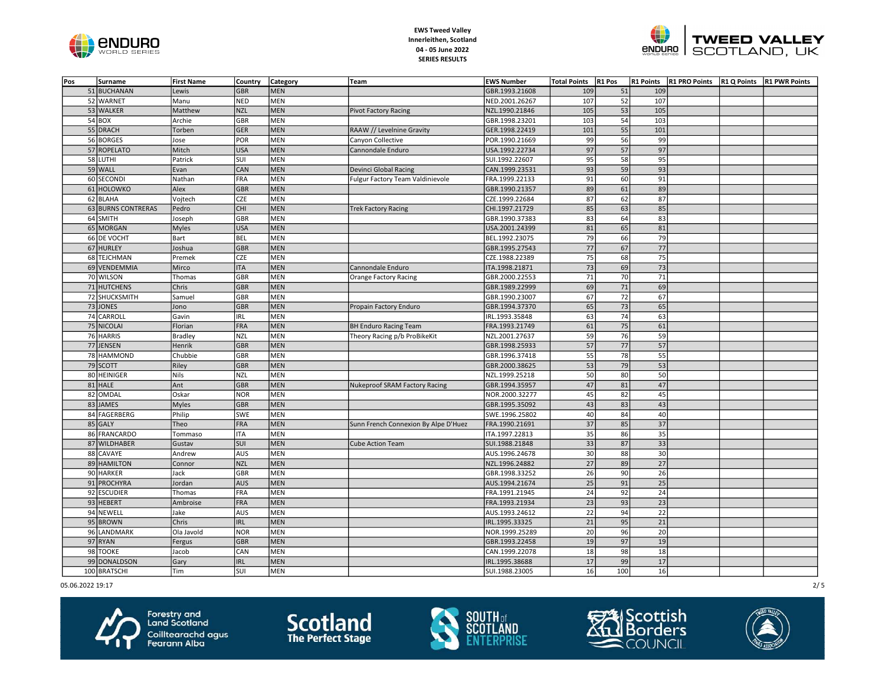**EWS Tweed Valley**
**Innerleithen, Scotland**
**04 - 05 June 2022**
**SERIES RESULTS**

| Pos | Surname | First Name | Country | Category | Team | EWS Number | Total Points | R1 Pos | R1 Points | R1 PRO Points | R1 Q Points | R1 PWR Points |
|---|---|---|---|---|---|---|---|---|---|---|---|---|
| 51 | BUCHANAN | Lewis | GBR | MEN | | GBR.1993.21608 | 109 | 51 | 109 | | | |
| 52 | WARNET | Manu | NED | MEN | | NED.2001.26267 | 107 | 52 | 107 | | | |
| 53 | WALKER | Matthew | NZL | MEN | Pivot Factory Racing | NZL.1990.21846 | 105 | 53 | 105 | | | |
| 54 | BOX | Archie | GBR | MEN | | GBR.1998.23201 | 103 | 54 | 103 | | | |
| 55 | DRACH | Torben | GER | MEN | RAAW // Levelnine Gravity | GER.1998.22419 | 101 | 55 | 101 | | | |
| 56 | BORGES | Jose | POR | MEN | Canyon Collective | POR.1990.21669 | 99 | 56 | 99 | | | |
| 57 | ROPELATO | Mitch | USA | MEN | Cannondale Enduro | USA.1992.22734 | 97 | 57 | 97 | | | |
| 58 | LUTHI | Patrick | SUI | MEN | | SUI.1992.22607 | 95 | 58 | 95 | | | |
| 59 | WALL | Evan | CAN | MEN | Devinci Global Racing | CAN.1999.23531 | 93 | 59 | 93 | | | |
| 60 | SECONDI | Nathan | FRA | MEN | Fulgur Factory Team Valdinievole | FRA.1999.22133 | 91 | 60 | 91 | | | |
| 61 | HOLOWKO | Alex | GBR | MEN | | GBR.1990.21357 | 89 | 61 | 89 | | | |
| 62 | BLAHA | Vojtech | CZE | MEN | | CZE.1999.22684 | 87 | 62 | 87 | | | |
| 63 | BURNS CONTRERAS | Pedro | CHI | MEN | Trek Factory Racing | CHI.1997.21729 | 85 | 63 | 85 | | | |
| 64 | SMITH | Joseph | GBR | MEN | | GBR.1990.37383 | 83 | 64 | 83 | | | |
| 65 | MORGAN | Myles | USA | MEN | | USA.2001.24399 | 81 | 65 | 81 | | | |
| 66 | DE VOCHT | Bart | BEL | MEN | | BEL.1992.23075 | 79 | 66 | 79 | | | |
| 67 | HURLEY | Joshua | GBR | MEN | | GBR.1995.27543 | 77 | 67 | 77 | | | |
| 68 | TEJCHMAN | Premek | CZE | MEN | | CZE.1988.22389 | 75 | 68 | 75 | | | |
| 69 | VENDEMMIA | Mirco | ITA | MEN | Cannondale Enduro | ITA.1998.21871 | 73 | 69 | 73 | | | |
| 70 | WILSON | Thomas | GBR | MEN | Orange Factory Racing | GBR.2000.22553 | 71 | 70 | 71 | | | |
| 71 | HUTCHENS | Chris | GBR | MEN | | GBR.1989.22999 | 69 | 71 | 69 | | | |
| 72 | SHUCKSMITH | Samuel | GBR | MEN | | GBR.1990.23007 | 67 | 72 | 67 | | | |
| 73 | JONES | Jono | GBR | MEN | Propain Factory Enduro | GBR.1994.37370 | 65 | 73 | 65 | | | |
| 74 | CARROLL | Gavin | IRL | MEN | | IRL.1993.35848 | 63 | 74 | 63 | | | |
| 75 | NICOLAI | Florian | FRA | MEN | BH Enduro Racing Team | FRA.1993.21749 | 61 | 75 | 61 | | | |
| 76 | HARRIS | Bradley | NZL | MEN | Theory Racing p/b ProBikeKit | NZL.2001.27637 | 59 | 76 | 59 | | | |
| 77 | JENSEN | Henrik | GBR | MEN | | GBR.1998.25933 | 57 | 77 | 57 | | | |
| 78 | HAMMOND | Chubbie | GBR | MEN | | GBR.1996.37418 | 55 | 78 | 55 | | | |
| 79 | SCOTT | Riley | GBR | MEN | | GBR.2000.38625 | 53 | 79 | 53 | | | |
| 80 | HEINIGER | Nils | NZL | MEN | | NZL.1999.25218 | 50 | 80 | 50 | | | |
| 81 | HALE | Ant | GBR | MEN | Nukeproof SRAM Factory Racing | GBR.1994.35957 | 47 | 81 | 47 | | | |
| 82 | OMDAL | Oskar | NOR | MEN | | NOR.2000.32277 | 45 | 82 | 45 | | | |
| 83 | JAMES | Myles | GBR | MEN | | GBR.1995.35092 | 43 | 83 | 43 | | | |
| 84 | FAGERBERG | Philip | SWE | MEN | | SWE.1996.25802 | 40 | 84 | 40 | | | |
| 85 | GALY | Theo | FRA | MEN | Sunn French Connexion By Alpe D'Huez | FRA.1990.21691 | 37 | 85 | 37 | | | |
| 86 | FRANCARDO | Tommaso | ITA | MEN | | ITA.1997.22813 | 35 | 86 | 35 | | | |
| 87 | WILDHABER | Gustav | SUI | MEN | Cube Action Team | SUI.1988.21848 | 33 | 87 | 33 | | | |
| 88 | CAVAYE | Andrew | AUS | MEN | | AUS.1996.24678 | 30 | 88 | 30 | | | |
| 89 | HAMILTON | Connor | NZL | MEN | | NZL.1996.24882 | 27 | 89 | 27 | | | |
| 90 | HARKER | Jack | GBR | MEN | | GBR.1998.33252 | 26 | 90 | 26 | | | |
| 91 | PROCHYRA | Jordan | AUS | MEN | | AUS.1994.21674 | 25 | 91 | 25 | | | |
| 92 | ESCUDIER | Thomas | FRA | MEN | | FRA.1991.21945 | 24 | 92 | 24 | | | |
| 93 | HEBERT | Ambroise | FRA | MEN | | FRA.1993.21934 | 23 | 93 | 23 | | | |
| 94 | NEWELL | Jake | AUS | MEN | | AUS.1993.24612 | 22 | 94 | 22 | | | |
| 95 | BROWN | Chris | IRL | MEN | | IRL.1995.33325 | 21 | 95 | 21 | | | |
| 96 | LANDMARK | Ola Javold | NOR | MEN | | NOR.1999.25289 | 20 | 96 | 20 | | | |
| 97 | RYAN | Fergus | GBR | MEN | | GBR.1993.22458 | 19 | 97 | 19 | | | |
| 98 | TOOKE | Jacob | CAN | MEN | | CAN.1999.22078 | 18 | 98 | 18 | | | |
| 99 | DONALDSON | Gary | IRL | MEN | | IRL.1995.38688 | 17 | 99 | 17 | | | |
| 100 | BRATSCHI | Tim | SUI | MEN | | SUI.1988.23005 | 16 | 100 | 16 | | | |

05.06.2022 19:17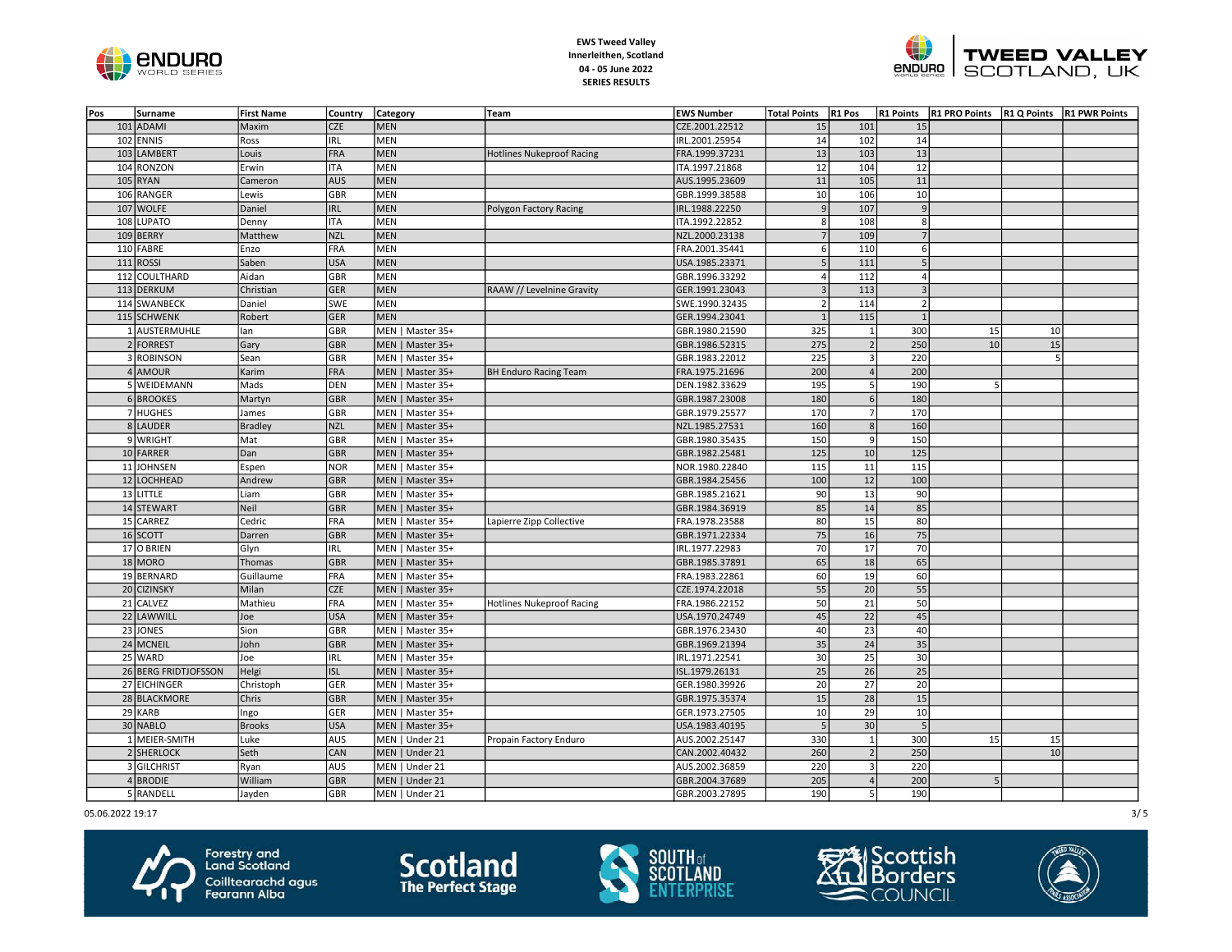**EWS Tweed Valley**
**Innerleithen, Scotland**
**04 - 05 June 2022**
**SERIES RESULTS**

| Pos | Surname | First Name | Country | Category | Team | EWS Number | Total Points | R1 Pos | R1 Points | R1 PRO Points | R1 Q Points | R1 PWR Points |
|---|---|---|---|---|---|---|---|---|---|---|---|---|
| 101 | ADAMI | Maxim | CZE | MEN | | CZE.2001.22512 | 15 | 101 | 15 | | | |
| 102 | ENNIS | Ross | IRL | MEN | | IRL.2001.25954 | 14 | 102 | 14 | | | |
| 103 | LAMBERT | Louis | FRA | MEN | Hotlines Nukeproof Racing | FRA.1999.37231 | 13 | 103 | 13 | | | |
| 104 | RONZON | Erwin | ITA | MEN | | ITA.1997.21868 | 12 | 104 | 12 | | | |
| 105 | RYAN | Cameron | AUS | MEN | | AUS.1995.23609 | 11 | 105 | 11 | | | |
| 106 | RANGER | Lewis | GBR | MEN | | GBR.1999.38588 | 10 | 106 | 10 | | | |
| 107 | WOLFE | Daniel | IRL | MEN | Polygon Factory Racing | IRL.1988.22250 | 9 | 107 | 9 | | | |
| 108 | LUPATO | Denny | ITA | MEN | | ITA.1992.22852 | 8 | 108 | 8 | | | |
| 109 | BERRY | Matthew | NZL | MEN | | NZL.2000.23138 | 7 | 109 | 7 | | | |
| 110 | FABRE | Enzo | FRA | MEN | | FRA.2001.35441 | 6 | 110 | 6 | | | |
| 111 | ROSSI | Saben | USA | MEN | | USA.1985.23371 | 5 | 111 | 5 | | | |
| 112 | COULTHARD | Aidan | GBR | MEN | | GBR.1996.33292 | 4 | 112 | 4 | | | |
| 113 | DERKUM | Christian | GER | MEN | RAAW // Levelnine Gravity | GER.1991.23043 | 3 | 113 | 3 | | | |
| 114 | SWANBECK | Daniel | SWE | MEN | | SWE.1990.32435 | 2 | 114 | 2 | | | |
| 115 | SCHWENK | Robert | GER | MEN | | GER.1994.23041 | 1 | 115 | 1 | | | |
| 1 | AUSTERMUHLE | Ian | GBR | MEN \| Master 35+ | | GBR.1980.21590 | 325 | 1 | 300 | 15 | 10 | |
| 2 | FORREST | Gary | GBR | MEN \| Master 35+ | | GBR.1986.52315 | 275 | 2 | 250 | 10 | 15 | |
| 3 | ROBINSON | Sean | GBR | MEN \| Master 35+ | | GBR.1983.22012 | 225 | 3 | 220 | | 5 | |
| 4 | AMOUR | Karim | FRA | MEN \| Master 35+ | BH Enduro Racing Team | FRA.1975.21696 | 200 | 4 | 200 | | | |
| 5 | WEIDEMANN | Mads | DEN | MEN \| Master 35+ | | DEN.1982.33629 | 195 | 5 | 190 | 5 | | |
| 6 | BROOKES | Martyn | GBR | MEN \| Master 35+ | | GBR.1987.23008 | 180 | 6 | 180 | | | |
| 7 | HUGHES | James | GBR | MEN \| Master 35+ | | GBR.1979.25577 | 170 | 7 | 170 | | | |
| 8 | LAUDER | Bradley | NZL | MEN \| Master 35+ | | NZL.1985.27531 | 160 | 8 | 160 | | | |
| 9 | WRIGHT | Mat | GBR | MEN \| Master 35+ | | GBR.1980.35435 | 150 | 9 | 150 | | | |
| 10 | FARRER | Dan | GBR | MEN \| Master 35+ | | GBR.1982.25481 | 125 | 10 | 125 | | | |
| 11 | JOHNSEN | Espen | NOR | MEN \| Master 35+ | | NOR.1980.22840 | 115 | 11 | 115 | | | |
| 12 | LOCHHEAD | Andrew | GBR | MEN \| Master 35+ | | GBR.1984.25456 | 100 | 12 | 100 | | | |
| 13 | LITTLE | Liam | GBR | MEN \| Master 35+ | | GBR.1985.21621 | 90 | 13 | 90 | | | |
| 14 | STEWART | Neil | GBR | MEN \| Master 35+ | | GBR.1984.36919 | 85 | 14 | 85 | | | |
| 15 | CARREZ | Cedric | FRA | MEN \| Master 35+ | Lapierre Zipp Collective | FRA.1978.23588 | 80 | 15 | 80 | | | |
| 16 | SCOTT | Darren | GBR | MEN \| Master 35+ | | GBR.1971.22334 | 75 | 16 | 75 | | | |
| 17 | O BRIEN | Glyn | IRL | MEN \| Master 35+ | | IRL.1977.22983 | 70 | 17 | 70 | | | |
| 18 | MORO | Thomas | GBR | MEN \| Master 35+ | | GBR.1985.37891 | 65 | 18 | 65 | | | |
| 19 | BERNARD | Guillaume | FRA | MEN \| Master 35+ | | FRA.1983.22861 | 60 | 19 | 60 | | | |
| 20 | CIZINSKY | Milan | CZE | MEN \| Master 35+ | | CZE.1974.22018 | 55 | 20 | 55 | | | |
| 21 | CALVEZ | Mathieu | FRA | MEN \| Master 35+ | Hotlines Nukeproof Racing | FRA.1986.22152 | 50 | 21 | 50 | | | |
| 22 | LAWWILL | Joe | USA | MEN \| Master 35+ | | USA.1970.24749 | 45 | 22 | 45 | | | |
| 23 | JONES | Sion | GBR | MEN \| Master 35+ | | GBR.1976.23430 | 40 | 23 | 40 | | | |
| 24 | MCNEIL | John | GBR | MEN \| Master 35+ | | GBR.1969.21394 | 35 | 24 | 35 | | | |
| 25 | WARD | Joe | IRL | MEN \| Master 35+ | | IRL.1971.22541 | 30 | 25 | 30 | | | |
| 26 | BERG FRIDTJOFSSON | Helgi | ISL | MEN \| Master 35+ | | ISL.1979.26131 | 25 | 26 | 25 | | | |
| 27 | EICHINGER | Christoph | GER | MEN \| Master 35+ | | GER.1980.39926 | 20 | 27 | 20 | | | |
| 28 | BLACKMORE | Chris | GBR | MEN \| Master 35+ | | GBR.1975.35374 | 15 | 28 | 15 | | | |
| 29 | KARB | Ingo | GER | MEN \| Master 35+ | | GER.1973.27505 | 10 | 29 | 10 | | | |
| 30 | NABLO | Brooks | USA | MEN \| Master 35+ | | USA.1983.40195 | 5 | 30 | 5 | | | |
| 1 | MEIER-SMITH | Luke | AUS | MEN \| Under 21 | Propain Factory Enduro | AUS.2002.25147 | 330 | 1 | 300 | 15 | 15 | |
| 2 | SHERLOCK | Seth | CAN | MEN \| Under 21 | | CAN.2002.40432 | 260 | 2 | 250 | | 10 | |
| 3 | GILCHRIST | Ryan | AUS | MEN \| Under 21 | | AUS.2002.36859 | 220 | 3 | 220 | | | |
| 4 | BRODIE | William | GBR | MEN \| Under 21 | | GBR.2004.37689 | 205 | 4 | 200 | 5 | | |
| 5 | RANDELL | Jayden | GBR | MEN \| Under 21 | | GBR.2003.27895 | 190 | 5 | 190 | | | |

05.06.2022 19:17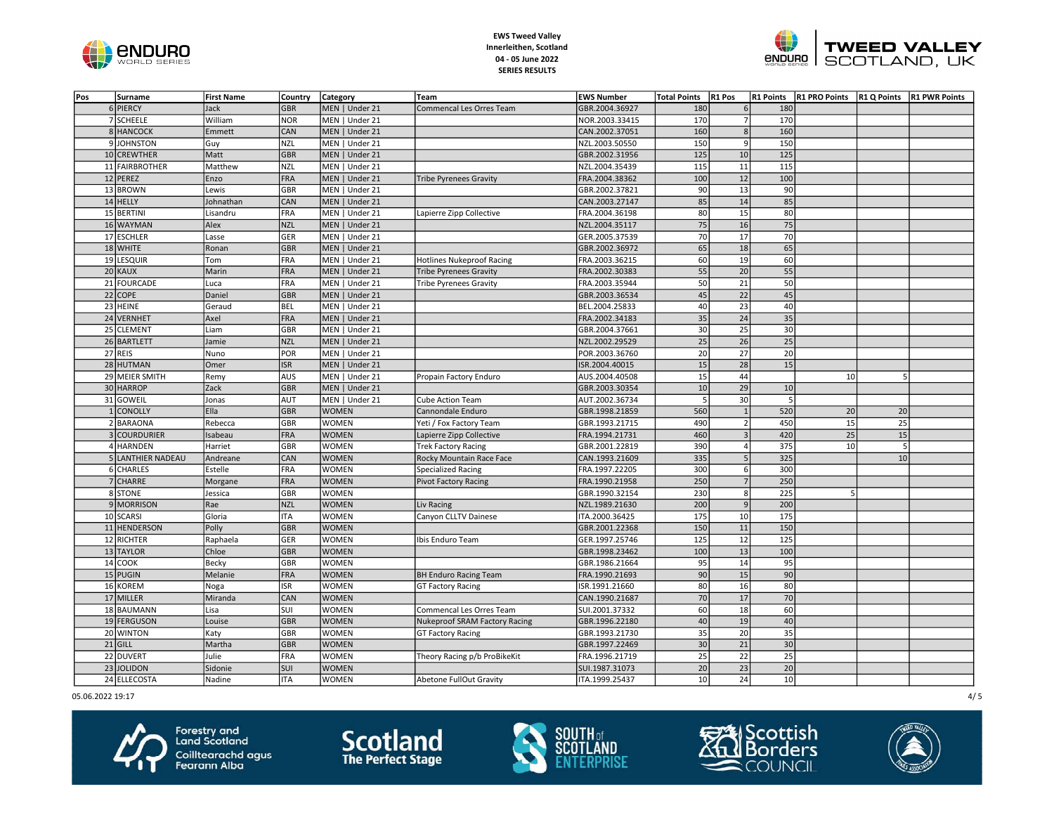**EWS Tweed Valley**
**Innerleithen, Scotland**
**04 - 05 June 2022**
**SERIES RESULTS**

| Pos | Surname | First Name | Country | Category | Team | EWS Number | Total Points | R1 Pos | R1 Points | R1 PRO Points | R1 Q Points | R1 PWR Points |
|---|---|---|---|---|---|---|---|---|---|---|---|---|
| 6 | PIERCY | Jack | GBR | MEN \| Under 21 | Commencal Les Orres Team | GBR.2004.36927 | 180 | 6 | 180 | | | |
| 7 | SCHEELE | William | NOR | MEN \| Under 21 | | NOR.2003.33415 | 170 | 7 | 170 | | | |
| 8 | HANCOCK | Emmett | CAN | MEN \| Under 21 | | CAN.2002.37051 | 160 | 8 | 160 | | | |
| 9 | JOHNSTON | Guy | NZL | MEN \| Under 21 | | NZL.2003.50550 | 150 | 9 | 150 | | | |
| 10 | CREWTHER | Matt | GBR | MEN \| Under 21 | | GBR.2002.31956 | 125 | 10 | 125 | | | |
| 11 | FAIRBROTHER | Matthew | NZL | MEN \| Under 21 | | NZL.2004.35439 | 115 | 11 | 115 | | | |
| 12 | PEREZ | Enzo | FRA | MEN \| Under 21 | Tribe Pyrenees Gravity | FRA.2004.38362 | 100 | 12 | 100 | | | |
| 13 | BROWN | Lewis | GBR | MEN \| Under 21 | | GBR.2002.37821 | 90 | 13 | 90 | | | |
| 14 | HELLY | Johnathan | CAN | MEN \| Under 21 | | CAN.2003.27147 | 85 | 14 | 85 | | | |
| 15 | BERTINI | Lisandru | FRA | MEN \| Under 21 | Lapierre Zipp Collective | FRA.2004.36198 | 80 | 15 | 80 | | | |
| 16 | WAYMAN | Alex | NZL | MEN \| Under 21 | | NZL.2004.35117 | 75 | 16 | 75 | | | |
| 17 | ESCHLER | Lasse | GER | MEN \| Under 21 | | GER.2005.37539 | 70 | 17 | 70 | | | |
| 18 | WHITE | Ronan | GBR | MEN \| Under 21 | | GBR.2002.36972 | 65 | 18 | 65 | | | |
| 19 | LESQUIR | Tom | FRA | MEN \| Under 21 | Hotlines Nukeproof Racing | FRA.2003.36215 | 60 | 19 | 60 | | | |
| 20 | KAUX | Marin | FRA | MEN \| Under 21 | Tribe Pyrenees Gravity | FRA.2002.30383 | 55 | 20 | 55 | | | |
| 21 | FOURCADE | Luca | FRA | MEN \| Under 21 | Tribe Pyrenees Gravity | FRA.2003.35944 | 50 | 21 | 50 | | | |
| 22 | COPE | Daniel | GBR | MEN \| Under 21 | | GBR.2003.36534 | 45 | 22 | 45 | | | |
| 23 | HEINE | Geraud | BEL | MEN \| Under 21 | | BEL.2004.25833 | 40 | 23 | 40 | | | |
| 24 | VERNHET | Axel | FRA | MEN \| Under 21 | | FRA.2002.34183 | 35 | 24 | 35 | | | |
| 25 | CLEMENT | Liam | GBR | MEN \| Under 21 | | GBR.2004.37661 | 30 | 25 | 30 | | | |
| 26 | BARTLETT | Jamie | NZL | MEN \| Under 21 | | NZL.2002.29529 | 25 | 26 | 25 | | | |
| 27 | REIS | Nuno | POR | MEN \| Under 21 | | POR.2003.36760 | 20 | 27 | 20 | | | |
| 28 | HUTMAN | Omer | ISR | MEN \| Under 21 | | ISR.2004.40015 | 15 | 28 | 15 | | | |
| 29 | MEIER SMITH | Remy | AUS | MEN \| Under 21 | Propain Factory Enduro | AUS.2004.40508 | 15 | 44 | | 10 | 5 | |
| 30 | HARROP | Zack | GBR | MEN \| Under 21 | | GBR.2003.30354 | 10 | 29 | 10 | | | |
| 31 | GOWEIL | Jonas | AUT | MEN \| Under 21 | Cube Action Team | AUT.2002.36734 | 5 | 30 | 5 | | | |
| 1 | CONOLLY | Ella | GBR | WOMEN | Cannondale Enduro | GBR.1998.21859 | 560 | 1 | 520 | 20 | 20 | |
| 2 | BARAONA | Rebecca | GBR | WOMEN | Yeti / Fox Factory Team | GBR.1993.21715 | 490 | 2 | 450 | 15 | 25 | |
| 3 | COURDURIER | Isabeau | FRA | WOMEN | Lapierre Zipp Collective | FRA.1994.21731 | 460 | 3 | 420 | 25 | 15 | |
| 4 | HARNDEN | Harriet | GBR | WOMEN | Trek Factory Racing | GBR.2001.22819 | 390 | 4 | 375 | 10 | 5 | |
| 5 | LANTHIER NADEAU | Andreane | CAN | WOMEN | Rocky Mountain Race Face | CAN.1993.21609 | 335 | 5 | 325 | | 10 | |
| 6 | CHARLES | Estelle | FRA | WOMEN | Specialized Racing | FRA.1997.22205 | 300 | 6 | 300 | | | |
| 7 | CHARRE | Morgane | FRA | WOMEN | Pivot Factory Racing | FRA.1990.21958 | 250 | 7 | 250 | | | |
| 8 | STONE | Jessica | GBR | WOMEN | | GBR.1990.32154 | 230 | 8 | 225 | 5 | | |
| 9 | MORRISON | Rae | NZL | WOMEN | Liv Racing | NZL.1989.21630 | 200 | 9 | 200 | | | |
| 10 | SCARSI | Gloria | ITA | WOMEN | Canyon CLLTV Dainese | ITA.2000.36425 | 175 | 10 | 175 | | | |
| 11 | HENDERSON | Polly | GBR | WOMEN | | GBR.2001.22368 | 150 | 11 | 150 | | | |
| 12 | RICHTER | Raphaela | GER | WOMEN | Ibis Enduro Team | GER.1997.25746 | 125 | 12 | 125 | | | |
| 13 | TAYLOR | Chloe | GBR | WOMEN | | GBR.1998.23462 | 100 | 13 | 100 | | | |
| 14 | COOK | Becky | GBR | WOMEN | | GBR.1986.21664 | 95 | 14 | 95 | | | |
| 15 | PUGIN | Melanie | FRA | WOMEN | BH Enduro Racing Team | FRA.1990.21693 | 90 | 15 | 90 | | | |
| 16 | KOREM | Noga | ISR | WOMEN | GT Factory Racing | ISR.1991.21660 | 80 | 16 | 80 | | | |
| 17 | MILLER | Miranda | CAN | WOMEN | | CAN.1990.21687 | 70 | 17 | 70 | | | |
| 18 | BAUMANN | Lisa | SUI | WOMEN | Commencal Les Orres Team | SUI.2001.37332 | 60 | 18 | 60 | | | |
| 19 | FERGUSON | Louise | GBR | WOMEN | Nukeproof SRAM Factory Racing | GBR.1996.22180 | 40 | 19 | 40 | | | |
| 20 | WINTON | Katy | GBR | WOMEN | GT Factory Racing | GBR.1993.21730 | 35 | 20 | 35 | | | |
| 21 | GILL | Martha | GBR | WOMEN | | GBR.1997.22469 | 30 | 21 | 30 | | | |
| 22 | DUVERT | Julie | FRA | WOMEN | Theory Racing p/b ProBikeKit | FRA.1996.21719 | 25 | 22 | 25 | | | |
| 23 | JOLIDON | Sidonie | SUI | WOMEN | | SUI.1987.31073 | 20 | 23 | 20 | | | |
| 24 | ELLECOSTA | Nadine | ITA | WOMEN | Abetone FullOut Gravity | ITA.1999.25437 | 10 | 24 | 10 | | | |

05.06.2022 19:17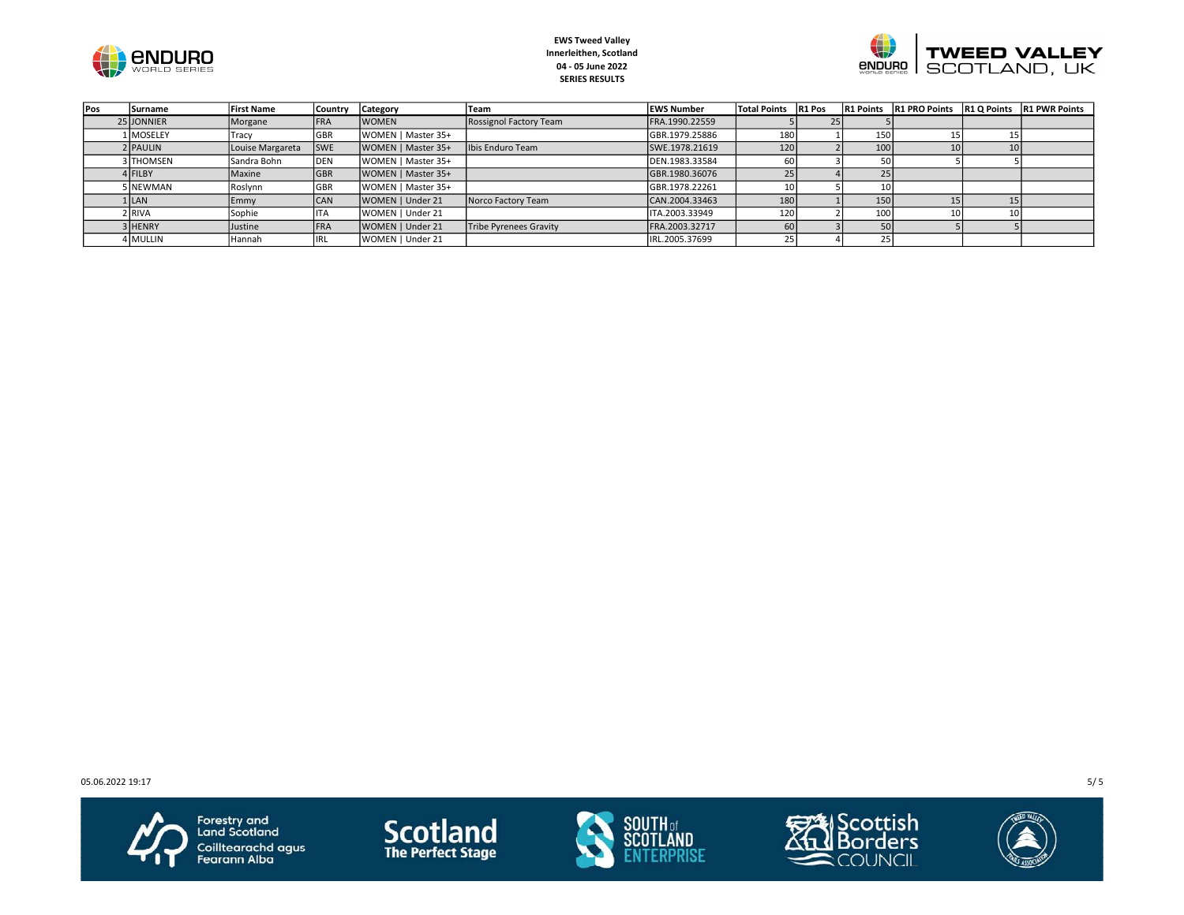**EWS Tweed Valley**
**Innerleithen, Scotland**
**04 - 05 June 2022**
**SERIES RESULTS**

| Pos | Surname | First Name | Country | Category | Team | EWS Number | Total Points | R1 Pos | R1 Points | R1 PRO Points | R1 Q Points | R1 PWR Points |
|---|---|---|---|---|---|---|---|---|---|---|---|---|
| 25 | JONNIER | Morgane | FRA | WOMEN | Rossignol Factory Team | FRA.1990.22559 | 5 | 25 | 5 | | | |
| 1 | MOSELEY | Tracy | GBR | WOMEN \| Master 35+ | | GBR.1979.25886 | 180 | 1 | 150 | 15 | 15 | |
| 2 | PAULIN | Louise Margareta | SWE | WOMEN \| Master 35+ | Ibis Enduro Team | SWE.1978.21619 | 120 | 2 | 100 | 10 | 10 | |
| 3 | THOMSEN | Sandra Bohn | DEN | WOMEN \| Master 35+ | | DEN.1983.33584 | 60 | 3 | 50 | 5 | 5 | |
| 4 | FILBY | Maxine | GBR | WOMEN \| Master 35+ | | GBR.1980.36076 | 25 | 4 | 25 | | | |
| 5 | NEWMAN | Roslynn | GBR | WOMEN \| Master 35+ | | GBR.1978.22261 | 10 | 5 | 10 | | | |
| 1 | LAN | Emmy | CAN | WOMEN \| Under 21 | Norco Factory Team | CAN.2004.33463 | 180 | 1 | 150 | 15 | 15 | |
| 2 | RIVA | Sophie | ITA | WOMEN \| Under 21 | | ITA.2003.33949 | 120 | 2 | 100 | 10 | 10 | |
| 3 | HENRY | Justine | FRA | WOMEN \| Under 21 | Tribe Pyrenees Gravity | FRA.2003.32717 | 60 | 3 | 50 | 5 | 5 | |
| 4 | MULLIN | Hannah | IRL | WOMEN \| Under 21 | | IRL.2005.37699 | 25 | 4 | 25 | | | |

05.06.2022 19:17